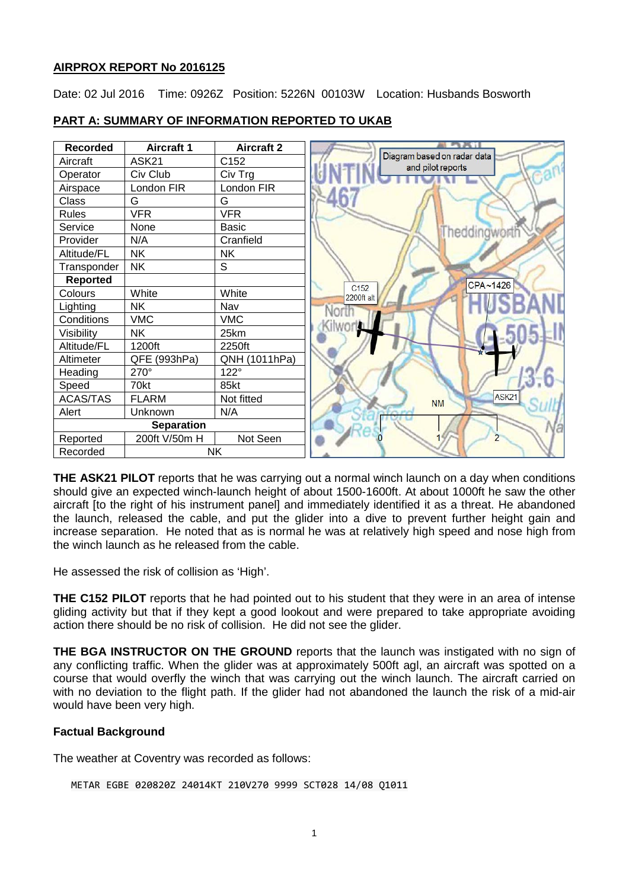## AIRPROX REPORT No 2016125

Date: 02 Jul 2016 Time: 0926Z Position: 5226N 00103W Location: Husbands Bosworth

## PART A: SUMMARY OF INFORMATION REPORTED TO UKAB

| Recorded | Aircraft 1 | Aircraft 2 |
|---|---|---|
| Aircraft | ASK21 | C152 |
| Operator | Civ Club | Civ Trg |
| Airspace | London FIR | London FIR |
| Class | G | G |
| Rules | VFR | VFR |
| Service | None | Basic |
| Provider | N/A | Cranfield |
| Altitude/FL | NK | NK |
| Transponder | NK | S |
| **Reported** | | |
| Colours | White | White |
| Lighting | NK | Nav |
| Conditions | VMC | VMC |
| Visibility | NK | 25km |
| Altitude/FL | 1200ft | 2250ft |
| Altimeter | QFE (993hPa) | QNH (1011hPa) |
| Heading | 270° | 122° |
| Speed | 70kt | 85kt |
| ACAS/TAS | FLARM | Not fitted |
| Alert | Unknown | N/A |
| **Separation** | | |
| Reported | 200ft V/50m H | Not Seen |
| Recorded | NK | |

Diagram based on radar data and pilot reports

**THE ASK21 PILOT** reports that he was carrying out a normal winch launch on a day when conditions should give an expected winch-launch height of about 1500-1600ft. At about 1000ft he saw the other aircraft [to the right of his instrument panel] and immediately identified it as a threat. He abandoned the launch, released the cable, and put the glider into a dive to prevent further height gain and increase separation. He noted that as is normal he was at relatively high speed and nose high from the winch launch as he released from the cable.

He assessed the risk of collision as 'High'.

**THE C152 PILOT** reports that he had pointed out to his student that they were in an area of intense gliding activity but that if they kept a good lookout and were prepared to take appropriate avoiding action there should be no risk of collision. He did not see the glider.

**THE BGA INSTRUCTOR ON THE GROUND** reports that the launch was instigated with no sign of any conflicting traffic. When the glider was at approximately 500ft agl, an aircraft was spotted on a course that would overfly the winch that was carrying out the winch launch. The aircraft carried on with no deviation to the flight path. If the glider had not abandoned the launch the risk of a mid-air would have been very high.

### Factual Background

The weather at Coventry was recorded as follows:

```
METAR EGBE 020820Z 24014KT 210V270 9999 SCT028 14/08 Q1011
```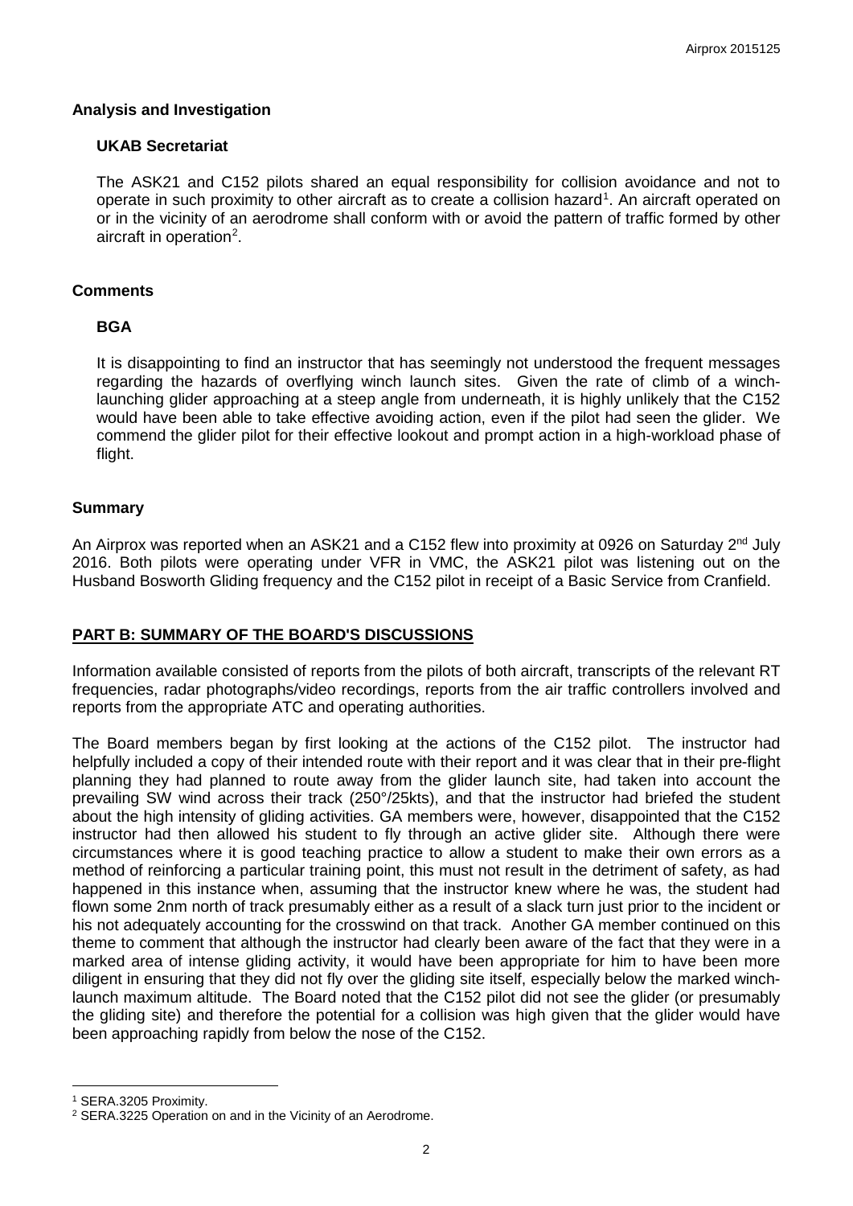## Analysis and Investigation

### UKAB Secretariat

The ASK21 and C152 pilots shared an equal responsibility for collision avoidance and not to operate in such proximity to other aircraft as to create a collision hazard[1]. An aircraft operated on or in the vicinity of an aerodrome shall conform with or avoid the pattern of traffic formed by other aircraft in operation[2].

## Comments

### BGA

It is disappointing to find an instructor that has seemingly not understood the frequent messages regarding the hazards of overflying winch launch sites. Given the rate of climb of a winch-launching glider approaching at a steep angle from underneath, it is highly unlikely that the C152 would have been able to take effective avoiding action, even if the pilot had seen the glider. We commend the glider pilot for their effective lookout and prompt action in a high-workload phase of flight.

## Summary

An Airprox was reported when an ASK21 and a C152 flew into proximity at 0926 on Saturday 2nd July 2016. Both pilots were operating under VFR in VMC, the ASK21 pilot was listening out on the Husband Bosworth Gliding frequency and the C152 pilot in receipt of a Basic Service from Cranfield.

## PART B: SUMMARY OF THE BOARD'S DISCUSSIONS

Information available consisted of reports from the pilots of both aircraft, transcripts of the relevant RT frequencies, radar photographs/video recordings, reports from the air traffic controllers involved and reports from the appropriate ATC and operating authorities.

The Board members began by first looking at the actions of the C152 pilot. The instructor had helpfully included a copy of their intended route with their report and it was clear that in their pre-flight planning they had planned to route away from the glider launch site, had taken into account the prevailing SW wind across their track (250°/25kts), and that the instructor had briefed the student about the high intensity of gliding activities. GA members were, however, disappointed that the C152 instructor had then allowed his student to fly through an active glider site. Although there were circumstances where it is good teaching practice to allow a student to make their own errors as a method of reinforcing a particular training point, this must not result in the detriment of safety, as had happened in this instance when, assuming that the instructor knew where he was, the student had flown some 2nm north of track presumably either as a result of a slack turn just prior to the incident or his not adequately accounting for the crosswind on that track. Another GA member continued on this theme to comment that although the instructor had clearly been aware of the fact that they were in a marked area of intense gliding activity, it would have been appropriate for him to have been more diligent in ensuring that they did not fly over the gliding site itself, especially below the marked winch-launch maximum altitude. The Board noted that the C152 pilot did not see the glider (or presumably the gliding site) and therefore the potential for a collision was high given that the glider would have been approaching rapidly from below the nose of the C152.

---

[1] SERA.3205 Proximity.

[2] SERA.3225 Operation on and in the Vicinity of an Aerodrome.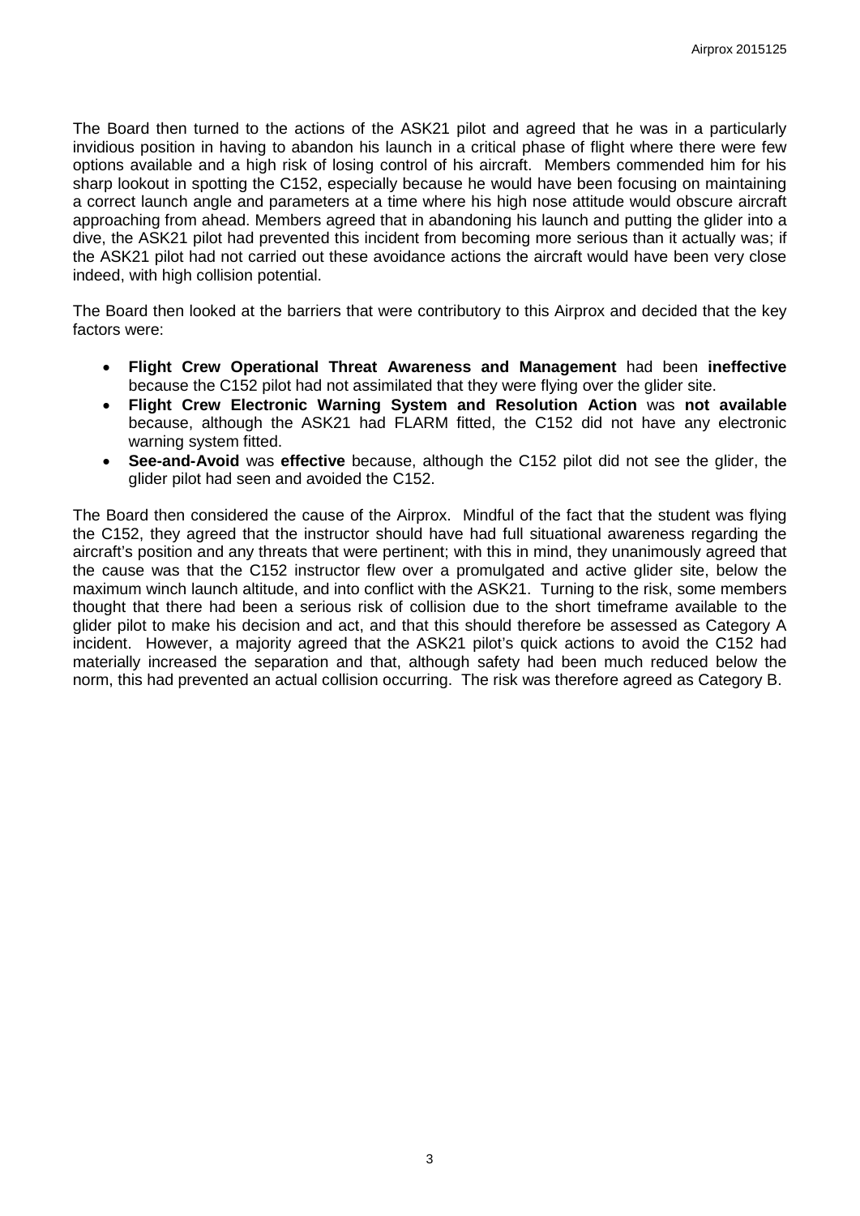The Board then turned to the actions of the ASK21 pilot and agreed that he was in a particularly invidious position in having to abandon his launch in a critical phase of flight where there were few options available and a high risk of losing control of his aircraft. Members commended him for his sharp lookout in spotting the C152, especially because he would have been focusing on maintaining a correct launch angle and parameters at a time where his high nose attitude would obscure aircraft approaching from ahead. Members agreed that in abandoning his launch and putting the glider into a dive, the ASK21 pilot had prevented this incident from becoming more serious than it actually was; if the ASK21 pilot had not carried out these avoidance actions the aircraft would have been very close indeed, with high collision potential.

The Board then looked at the barriers that were contributory to this Airprox and decided that the key factors were:

- **Flight Crew Operational Threat Awareness and Management** had been **ineffective** because the C152 pilot had not assimilated that they were flying over the glider site.
- **Flight Crew Electronic Warning System and Resolution Action** was **not available** because, although the ASK21 had FLARM fitted, the C152 did not have any electronic warning system fitted.
- **See-and-Avoid** was **effective** because, although the C152 pilot did not see the glider, the glider pilot had seen and avoided the C152.

The Board then considered the cause of the Airprox. Mindful of the fact that the student was flying the C152, they agreed that the instructor should have had full situational awareness regarding the aircraft's position and any threats that were pertinent; with this in mind, they unanimously agreed that the cause was that the C152 instructor flew over a promulgated and active glider site, below the maximum winch launch altitude, and into conflict with the ASK21. Turning to the risk, some members thought that there had been a serious risk of collision due to the short timeframe available to the glider pilot to make his decision and act, and that this should therefore be assessed as Category A incident. However, a majority agreed that the ASK21 pilot's quick actions to avoid the C152 had materially increased the separation and that, although safety had been much reduced below the norm, this had prevented an actual collision occurring. The risk was therefore agreed as Category B.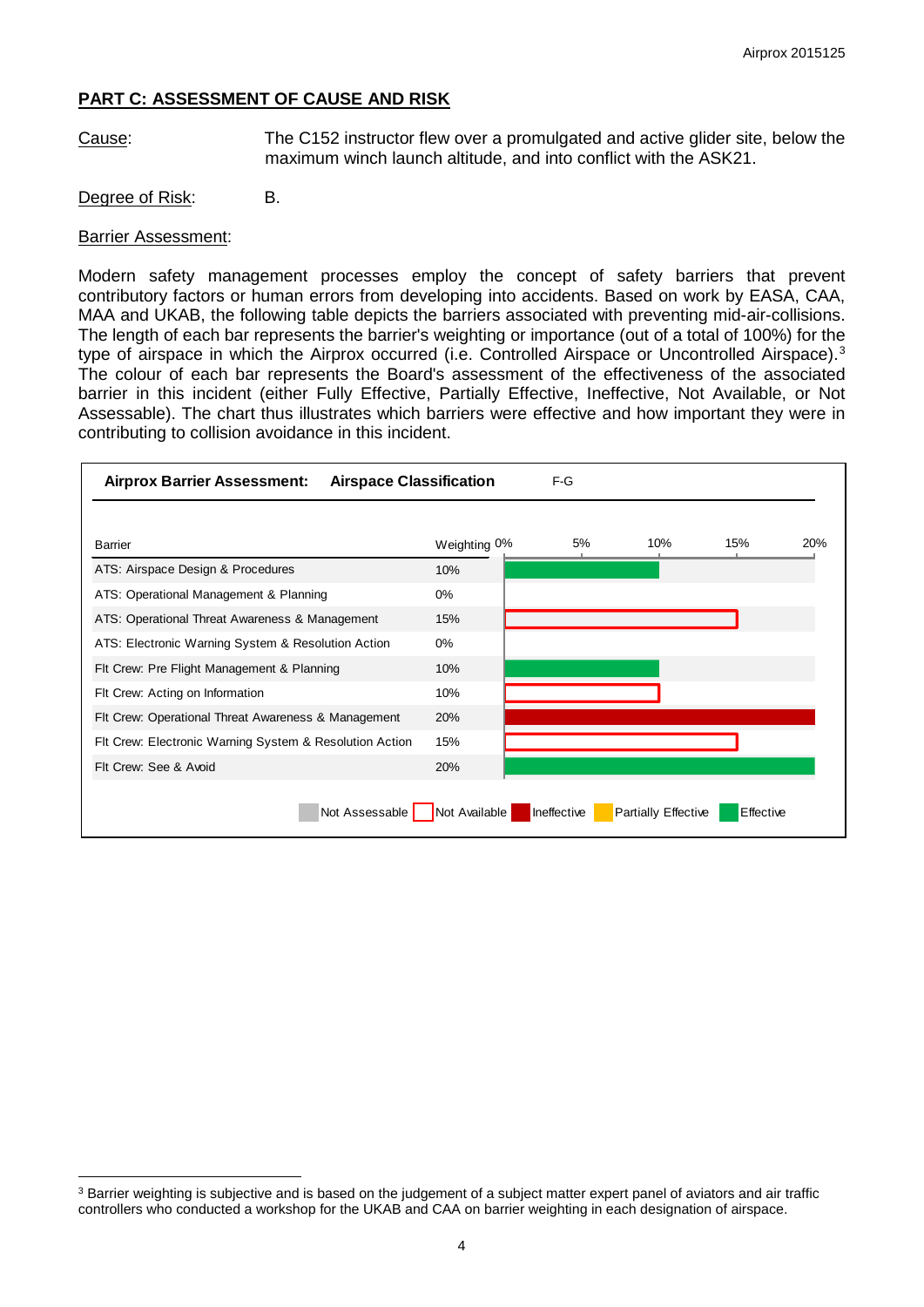## PART C: ASSESSMENT OF CAUSE AND RISK

Cause: The C152 instructor flew over a promulgated and active glider site, below the maximum winch launch altitude, and into conflict with the ASK21.

Degree of Risk: B.

Barrier Assessment:

Modern safety management processes employ the concept of safety barriers that prevent contributory factors or human errors from developing into accidents. Based on work by EASA, CAA, MAA and UKAB, the following table depicts the barriers associated with preventing mid-air-collisions. The length of each bar represents the barrier's weighting or importance (out of a total of 100%) for the type of airspace in which the Airprox occurred (i.e. Controlled Airspace or Uncontrolled Airspace).[3] The colour of each bar represents the Board's assessment of the effectiveness of the associated barrier in this incident (either Fully Effective, Partially Effective, Ineffective, Not Available, or Not Assessable). The chart thus illustrates which barriers were effective and how important they were in contributing to collision avoidance in this incident.

**Airprox Barrier Assessment:** **Airspace Classification** F-G

Barrier | Weighting | 0% 5% 10% 15% 20%

ATS: Airspace Design & Procedures 10%
ATS: Operational Management & Planning 0%
ATS: Operational Threat Awareness & Management 15%
ATS: Electronic Warning System & Resolution Action 0%
Flt Crew: Pre Flight Management & Planning 10%
Flt Crew: Acting on Information 10%
Flt Crew: Operational Threat Awareness & Management 20%
Flt Crew: Electronic Warning System & Resolution Action 15%
Flt Crew: See & Avoid 20%

Not Assessable | Not Available | Ineffective | Partially Effective | Effective

---

[3] Barrier weighting is subjective and is based on the judgement of a subject matter expert panel of aviators and air traffic controllers who conducted a workshop for the UKAB and CAA on barrier weighting in each designation of airspace.